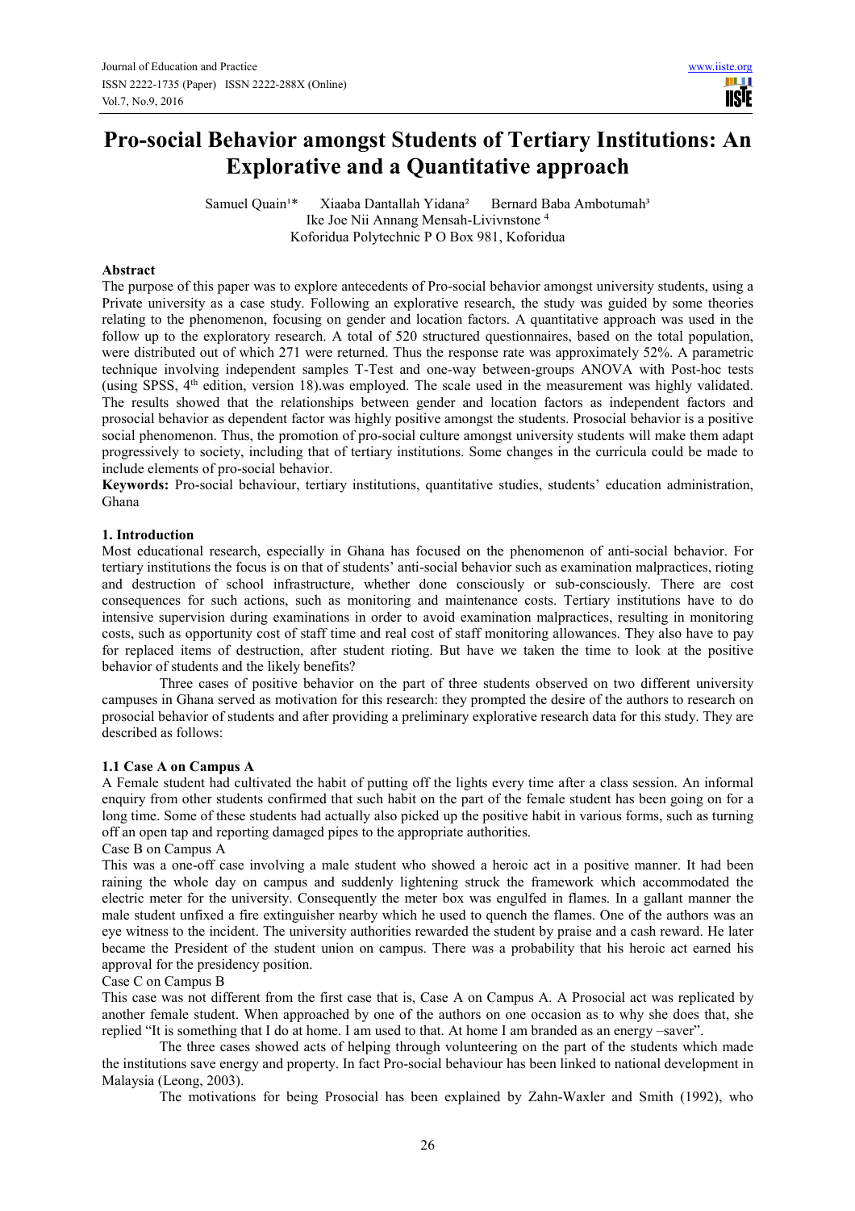# Pro-social Behavior amongst Students of Tertiary Institutions: An Explorative and a Quantitative approach

Samuel Quain[1]* Xiaaba Dantallah Yidana[2] Bernard Baba Ambotumah[3]
Ike Joe Nii Annang Mensah-Livivnstone [4]
Koforidua Polytechnic P O Box 981, Koforidua

## Abstract

The purpose of this paper was to explore antecedents of Pro-social behavior amongst university students, using a Private university as a case study. Following an explorative research, the study was guided by some theories relating to the phenomenon, focusing on gender and location factors. A quantitative approach was used in the follow up to the exploratory research. A total of 520 structured questionnaires, based on the total population, were distributed out of which 271 were returned. Thus the response rate was approximately 52%. A parametric technique involving independent samples T-Test and one-way between-groups ANOVA with Post-hoc tests (using SPSS, 4th edition, version 18).was employed. The scale used in the measurement was highly validated. The results showed that the relationships between gender and location factors as independent factors and prosocial behavior as dependent factor was highly positive amongst the students. Prosocial behavior is a positive social phenomenon. Thus, the promotion of pro-social culture amongst university students will make them adapt progressively to society, including that of tertiary institutions. Some changes in the curricula could be made to include elements of pro-social behavior.

**Keywords:** Pro-social behaviour, tertiary institutions, quantitative studies, students' education administration, Ghana

## 1. Introduction

Most educational research, especially in Ghana has focused on the phenomenon of anti-social behavior. For tertiary institutions the focus is on that of students' anti-social behavior such as examination malpractices, rioting and destruction of school infrastructure, whether done consciously or sub-consciously. There are cost consequences for such actions, such as monitoring and maintenance costs. Tertiary institutions have to do intensive supervision during examinations in order to avoid examination malpractices, resulting in monitoring costs, such as opportunity cost of staff time and real cost of staff monitoring allowances. They also have to pay for replaced items of destruction, after student rioting. But have we taken the time to look at the positive behavior of students and the likely benefits?

Three cases of positive behavior on the part of three students observed on two different university campuses in Ghana served as motivation for this research: they prompted the desire of the authors to research on prosocial behavior of students and after providing a preliminary explorative research data for this study. They are described as follows:

### 1.1 Case A on Campus A

A Female student had cultivated the habit of putting off the lights every time after a class session. An informal enquiry from other students confirmed that such habit on the part of the female student has been going on for a long time. Some of these students had actually also picked up the positive habit in various forms, such as turning off an open tap and reporting damaged pipes to the appropriate authorities.

Case B on Campus A

This was a one-off case involving a male student who showed a heroic act in a positive manner. It had been raining the whole day on campus and suddenly lightening struck the framework which accommodated the electric meter for the university. Consequently the meter box was engulfed in flames. In a gallant manner the male student unfixed a fire extinguisher nearby which he used to quench the flames. One of the authors was an eye witness to the incident. The university authorities rewarded the student by praise and a cash reward. He later became the President of the student union on campus. There was a probability that his heroic act earned his approval for the presidency position.

Case C on Campus B

This case was not different from the first case that is, Case A on Campus A. A Prosocial act was replicated by another female student. When approached by one of the authors on one occasion as to why she does that, she replied "It is something that I do at home. I am used to that. At home I am branded as an energy –saver".

The three cases showed acts of helping through volunteering on the part of the students which made the institutions save energy and property. In fact Pro-social behaviour has been linked to national development in Malaysia (Leong, 2003).

The motivations for being Prosocial has been explained by Zahn-Waxler and Smith (1992), who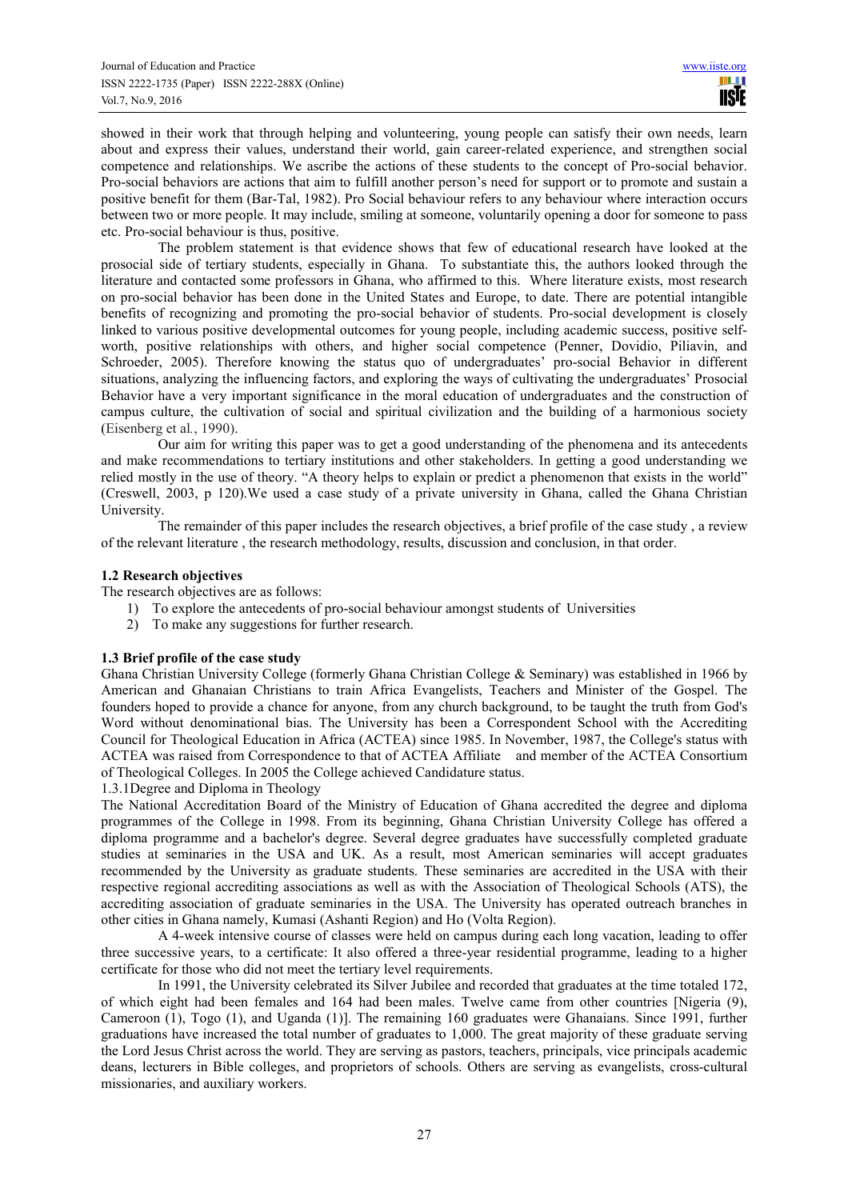showed in their work that through helping and volunteering, young people can satisfy their own needs, learn about and express their values, understand their world, gain career-related experience, and strengthen social competence and relationships. We ascribe the actions of these students to the concept of Pro-social behavior. Pro-social behaviors are actions that aim to fulfill another person's need for support or to promote and sustain a positive benefit for them (Bar-Tal, 1982). Pro Social behaviour refers to any behaviour where interaction occurs between two or more people. It may include, smiling at someone, voluntarily opening a door for someone to pass etc. Pro-social behaviour is thus, positive.

The problem statement is that evidence shows that few of educational research have looked at the prosocial side of tertiary students, especially in Ghana. To substantiate this, the authors looked through the literature and contacted some professors in Ghana, who affirmed to this. Where literature exists, most research on pro-social behavior has been done in the United States and Europe, to date. There are potential intangible benefits of recognizing and promoting the pro-social behavior of students. Pro-social development is closely linked to various positive developmental outcomes for young people, including academic success, positive self-worth, positive relationships with others, and higher social competence (Penner, Dovidio, Piliavin, and Schroeder, 2005). Therefore knowing the status quo of undergraduates' pro-social Behavior in different situations, analyzing the influencing factors, and exploring the ways of cultivating the undergraduates' Prosocial Behavior have a very important significance in the moral education of undergraduates and the construction of campus culture, the cultivation of social and spiritual civilization and the building of a harmonious society (Eisenberg et al*.*, 1990).

Our aim for writing this paper was to get a good understanding of the phenomena and its antecedents and make recommendations to tertiary institutions and other stakeholders. In getting a good understanding we relied mostly in the use of theory. "A theory helps to explain or predict a phenomenon that exists in the world" (Creswell, 2003, p 120).We used a case study of a private university in Ghana, called the Ghana Christian University.

The remainder of this paper includes the research objectives, a brief profile of the case study , a review of the relevant literature , the research methodology, results, discussion and conclusion, in that order.

### 1.2 Research objectives

The research objectives are as follows:

1) To explore the antecedents of pro-social behaviour amongst students of Universities
2) To make any suggestions for further research.

### 1.3 Brief profile of the case study

Ghana Christian University College (formerly Ghana Christian College & Seminary) was established in 1966 by American and Ghanaian Christians to train Africa Evangelists, Teachers and Minister of the Gospel. The founders hoped to provide a chance for anyone, from any church background, to be taught the truth from God's Word without denominational bias. The University has been a Correspondent School with the Accrediting Council for Theological Education in Africa (ACTEA) since 1985. In November, 1987, the College's status with ACTEA was raised from Correspondence to that of ACTEA Affiliate and member of the ACTEA Consortium of Theological Colleges. In 2005 the College achieved Candidature status.

1.3.1Degree and Diploma in Theology

The National Accreditation Board of the Ministry of Education of Ghana accredited the degree and diploma programmes of the College in 1998. From its beginning, Ghana Christian University College has offered a diploma programme and a bachelor's degree. Several degree graduates have successfully completed graduate studies at seminaries in the USA and UK. As a result, most American seminaries will accept graduates recommended by the University as graduate students. These seminaries are accredited in the USA with their respective regional accrediting associations as well as with the Association of Theological Schools (ATS), the accrediting association of graduate seminaries in the USA. The University has operated outreach branches in other cities in Ghana namely, Kumasi (Ashanti Region) and Ho (Volta Region).

A 4-week intensive course of classes were held on campus during each long vacation, leading to offer three successive years, to a certificate: It also offered a three-year residential programme, leading to a higher certificate for those who did not meet the tertiary level requirements.

In 1991, the University celebrated its Silver Jubilee and recorded that graduates at the time totaled 172, of which eight had been females and 164 had been males. Twelve came from other countries [Nigeria (9), Cameroon (1), Togo (1), and Uganda (1)]. The remaining 160 graduates were Ghanaians. Since 1991, further graduations have increased the total number of graduates to 1,000. The great majority of these graduate serving the Lord Jesus Christ across the world. They are serving as pastors, teachers, principals, vice principals academic deans, lecturers in Bible colleges, and proprietors of schools. Others are serving as evangelists, cross-cultural missionaries, and auxiliary workers.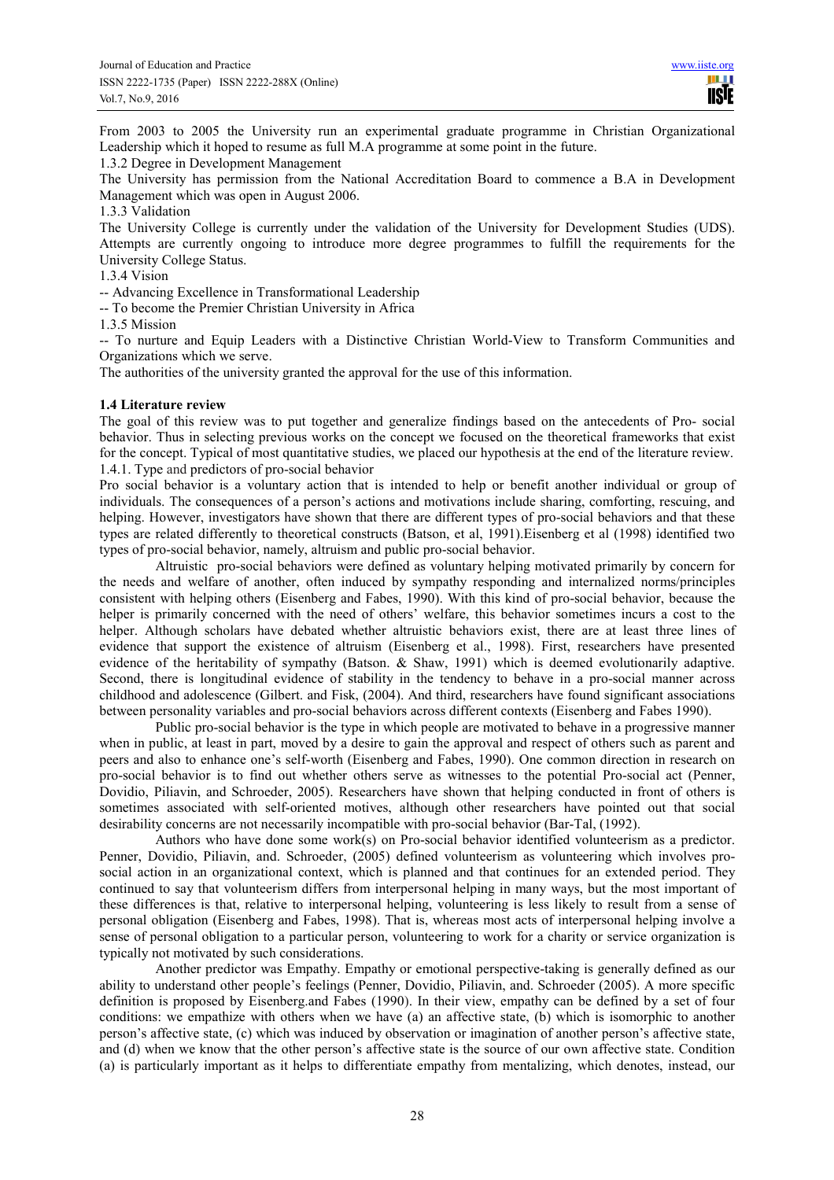From 2003 to 2005 the University run an experimental graduate programme in Christian Organizational Leadership which it hoped to resume as full M.A programme at some point in the future.

1.3.2 Degree in Development Management

The University has permission from the National Accreditation Board to commence a B.A in Development Management which was open in August 2006.

1.3.3 Validation

The University College is currently under the validation of the University for Development Studies (UDS). Attempts are currently ongoing to introduce more degree programmes to fulfill the requirements for the University College Status.

1.3.4 Vision

-- Advancing Excellence in Transformational Leadership

-- To become the Premier Christian University in Africa

1.3.5 Mission

-- To nurture and Equip Leaders with a Distinctive Christian World-View to Transform Communities and Organizations which we serve.

The authorities of the university granted the approval for the use of this information.

**1.4 Literature review**

The goal of this review was to put together and generalize findings based on the antecedents of Pro- social behavior. Thus in selecting previous works on the concept we focused on the theoretical frameworks that exist for the concept. Typical of most quantitative studies, we placed our hypothesis at the end of the literature review.

1.4.1. Type and predictors of pro-social behavior

Pro social behavior is a voluntary action that is intended to help or benefit another individual or group of individuals. The consequences of a person's actions and motivations include sharing, comforting, rescuing, and helping. However, investigators have shown that there are different types of pro-social behaviors and that these types are related differently to theoretical constructs (Batson, et al, 1991).Eisenberg et al (1998) identified two types of pro-social behavior, namely, altruism and public pro-social behavior.

Altruistic pro-social behaviors were defined as voluntary helping motivated primarily by concern for the needs and welfare of another, often induced by sympathy responding and internalized norms/principles consistent with helping others (Eisenberg and Fabes, 1990). With this kind of pro-social behavior, because the helper is primarily concerned with the need of others' welfare, this behavior sometimes incurs a cost to the helper. Although scholars have debated whether altruistic behaviors exist, there are at least three lines of evidence that support the existence of altruism (Eisenberg et al., 1998). First, researchers have presented evidence of the heritability of sympathy (Batson. & Shaw, 1991) which is deemed evolutionarily adaptive. Second, there is longitudinal evidence of stability in the tendency to behave in a pro-social manner across childhood and adolescence (Gilbert. and Fisk, (2004). And third, researchers have found significant associations between personality variables and pro-social behaviors across different contexts (Eisenberg and Fabes 1990).

Public pro-social behavior is the type in which people are motivated to behave in a progressive manner when in public, at least in part, moved by a desire to gain the approval and respect of others such as parent and peers and also to enhance one's self-worth (Eisenberg and Fabes, 1990). One common direction in research on pro-social behavior is to find out whether others serve as witnesses to the potential Pro-social act (Penner, Dovidio, Piliavin, and Schroeder, 2005). Researchers have shown that helping conducted in front of others is sometimes associated with self-oriented motives, although other researchers have pointed out that social desirability concerns are not necessarily incompatible with pro-social behavior (Bar-Tal, (1992).

Authors who have done some work(s) on Pro-social behavior identified volunteerism as a predictor. Penner, Dovidio, Piliavin, and. Schroeder, (2005) defined volunteerism as volunteering which involves pro-social action in an organizational context, which is planned and that continues for an extended period. They continued to say that volunteerism differs from interpersonal helping in many ways, but the most important of these differences is that, relative to interpersonal helping, volunteering is less likely to result from a sense of personal obligation (Eisenberg and Fabes, 1998). That is, whereas most acts of interpersonal helping involve a sense of personal obligation to a particular person, volunteering to work for a charity or service organization is typically not motivated by such considerations.

Another predictor was Empathy. Empathy or emotional perspective-taking is generally defined as our ability to understand other people's feelings (Penner, Dovidio, Piliavin, and. Schroeder (2005). A more specific definition is proposed by Eisenberg.and Fabes (1990). In their view, empathy can be defined by a set of four conditions: we empathize with others when we have (a) an affective state, (b) which is isomorphic to another person's affective state, (c) which was induced by observation or imagination of another person's affective state, and (d) when we know that the other person's affective state is the source of our own affective state. Condition (a) is particularly important as it helps to differentiate empathy from mentalizing, which denotes, instead, our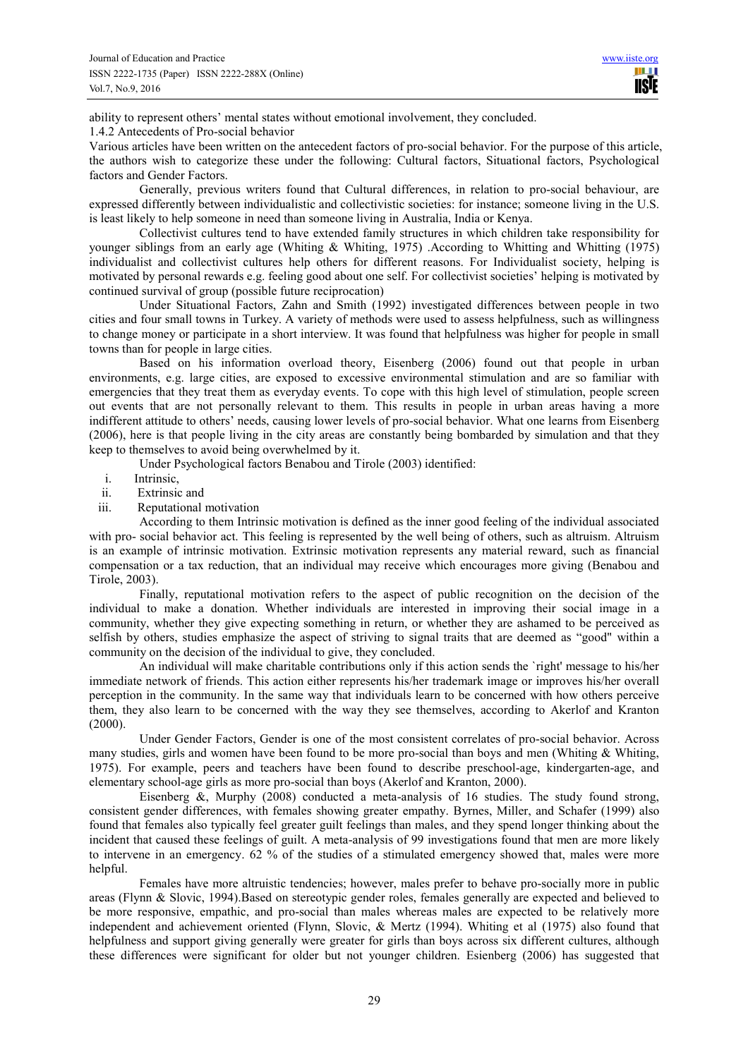ability to represent others' mental states without emotional involvement, they concluded.

1.4.2 Antecedents of Pro-social behavior

Various articles have been written on the antecedent factors of pro-social behavior. For the purpose of this article, the authors wish to categorize these under the following: Cultural factors, Situational factors, Psychological factors and Gender Factors.

Generally, previous writers found that Cultural differences, in relation to pro-social behaviour, are expressed differently between individualistic and collectivistic societies: for instance; someone living in the U.S. is least likely to help someone in need than someone living in Australia, India or Kenya.

Collectivist cultures tend to have extended family structures in which children take responsibility for younger siblings from an early age (Whiting & Whiting, 1975) .According to Whitting and Whitting (1975) individualist and collectivist cultures help others for different reasons. For Individualist society, helping is motivated by personal rewards e.g. feeling good about one self. For collectivist societies' helping is motivated by continued survival of group (possible future reciprocation)

Under Situational Factors, Zahn and Smith (1992) investigated differences between people in two cities and four small towns in Turkey. A variety of methods were used to assess helpfulness, such as willingness to change money or participate in a short interview. It was found that helpfulness was higher for people in small towns than for people in large cities.

Based on his information overload theory, Eisenberg (2006) found out that people in urban environments, e.g. large cities, are exposed to excessive environmental stimulation and are so familiar with emergencies that they treat them as everyday events. To cope with this high level of stimulation, people screen out events that are not personally relevant to them. This results in people in urban areas having a more indifferent attitude to others' needs, causing lower levels of pro-social behavior. What one learns from Eisenberg (2006), here is that people living in the city areas are constantly being bombarded by simulation and that they keep to themselves to avoid being overwhelmed by it.

Under Psychological factors Benabou and Tirole (2003) identified:

i. Intrinsic,
ii. Extrinsic and
iii. Reputational motivation

According to them Intrinsic motivation is defined as the inner good feeling of the individual associated with pro- social behavior act. This feeling is represented by the well being of others, such as altruism. Altruism is an example of intrinsic motivation. Extrinsic motivation represents any material reward, such as financial compensation or a tax reduction, that an individual may receive which encourages more giving (Benabou and Tirole, 2003).

Finally, reputational motivation refers to the aspect of public recognition on the decision of the individual to make a donation. Whether individuals are interested in improving their social image in a community, whether they give expecting something in return, or whether they are ashamed to be perceived as selfish by others, studies emphasize the aspect of striving to signal traits that are deemed as "good" within a community on the decision of the individual to give, they concluded.

An individual will make charitable contributions only if this action sends the `right' message to his/her immediate network of friends. This action either represents his/her trademark image or improves his/her overall perception in the community. In the same way that individuals learn to be concerned with how others perceive them, they also learn to be concerned with the way they see themselves, according to Akerlof and Kranton (2000).

Under Gender Factors, Gender is one of the most consistent correlates of pro-social behavior. Across many studies, girls and women have been found to be more pro-social than boys and men (Whiting & Whiting, 1975). For example, peers and teachers have been found to describe preschool-age, kindergarten-age, and elementary school-age girls as more pro-social than boys (Akerlof and Kranton, 2000).

Eisenberg &, Murphy (2008) conducted a meta-analysis of 16 studies. The study found strong, consistent gender differences, with females showing greater empathy. Byrnes, Miller, and Schafer (1999) also found that females also typically feel greater guilt feelings than males, and they spend longer thinking about the incident that caused these feelings of guilt. A meta-analysis of 99 investigations found that men are more likely to intervene in an emergency. 62 % of the studies of a stimulated emergency showed that, males were more helpful.

Females have more altruistic tendencies; however, males prefer to behave pro-socially more in public areas (Flynn & Slovic, 1994).Based on stereotypic gender roles, females generally are expected and believed to be more responsive, empathic, and pro-social than males whereas males are expected to be relatively more independent and achievement oriented (Flynn, Slovic, & Mertz (1994). Whiting et al (1975) also found that helpfulness and support giving generally were greater for girls than boys across six different cultures, although these differences were significant for older but not younger children. Esienberg (2006) has suggested that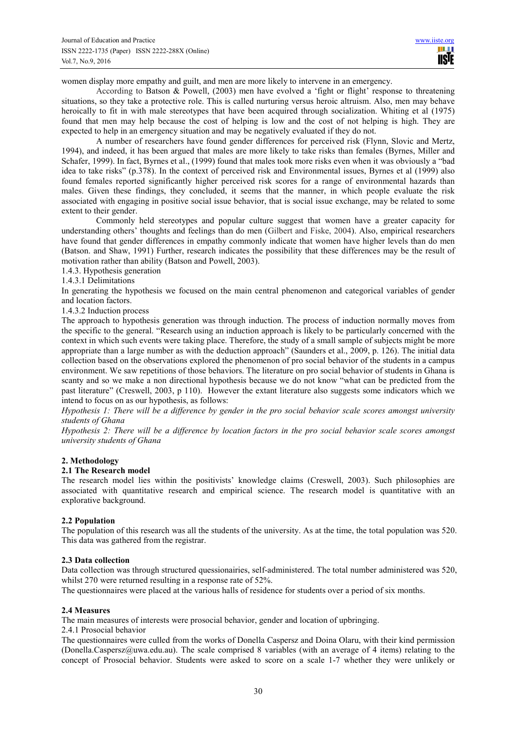women display more empathy and guilt, and men are more likely to intervene in an emergency.

According to Batson & Powell, (2003) men have evolved a 'fight or flight' response to threatening situations, so they take a protective role. This is called nurturing versus heroic altruism. Also, men may behave heroically to fit in with male stereotypes that have been acquired through socialization. Whiting et al (1975) found that men may help because the cost of helping is low and the cost of not helping is high. They are expected to help in an emergency situation and may be negatively evaluated if they do not.

A number of researchers have found gender differences for perceived risk (Flynn, Slovic and Mertz, 1994), and indeed, it has been argued that males are more likely to take risks than females (Byrnes, Miller and Schafer, 1999). In fact, Byrnes et al., (1999) found that males took more risks even when it was obviously a "bad idea to take risks" (p.378). In the context of perceived risk and Environmental issues, Byrnes et al (1999) also found females reported significantly higher perceived risk scores for a range of environmental hazards than males. Given these findings, they concluded, it seems that the manner, in which people evaluate the risk associated with engaging in positive social issue behavior, that is social issue exchange, may be related to some extent to their gender.

Commonly held stereotypes and popular culture suggest that women have a greater capacity for understanding others' thoughts and feelings than do men (Gilbert and Fiske, 2004). Also, empirical researchers have found that gender differences in empathy commonly indicate that women have higher levels than do men (Batson. and Shaw, 1991) Further, research indicates the possibility that these differences may be the result of motivation rather than ability (Batson and Powell, 2003).

1.4.3. Hypothesis generation

1.4.3.1 Delimitations

In generating the hypothesis we focused on the main central phenomenon and categorical variables of gender and location factors.

1.4.3.2 Induction process

The approach to hypothesis generation was through induction. The process of induction normally moves from the specific to the general. "Research using an induction approach is likely to be particularly concerned with the context in which such events were taking place. Therefore, the study of a small sample of subjects might be more appropriate than a large number as with the deduction approach" (Saunders et al., 2009, p. 126). The initial data collection based on the observations explored the phenomenon of pro social behavior of the students in a campus environment. We saw repetitions of those behaviors. The literature on pro social behavior of students in Ghana is scanty and so we make a non directional hypothesis because we do not know "what can be predicted from the past literature" (Creswell, 2003, p 110). However the extant literature also suggests some indicators which we intend to focus on as our hypothesis, as follows:

*Hypothesis 1: There will be a difference by gender in the pro social behavior scale scores amongst university students of Ghana*

*Hypothesis 2: There will be a difference by location factors in the pro social behavior scale scores amongst university students of Ghana*

## 2. Methodology

### 2.1 The Research model

The research model lies within the positivists' knowledge claims (Creswell, 2003). Such philosophies are associated with quantitative research and empirical science. The research model is quantitative with an explorative background.

### 2.2 Population

The population of this research was all the students of the university. As at the time, the total population was 520. This data was gathered from the registrar.

### 2.3 Data collection

Data collection was through structured quessionairies, self-administered. The total number administered was 520, whilst 270 were returned resulting in a response rate of 52%.

The questionnaires were placed at the various halls of residence for students over a period of six months.

### 2.4 Measures

The main measures of interests were prosocial behavior, gender and location of upbringing.

2.4.1 Prosocial behavior

The questionnaires were culled from the works of Donella Caspersz and Doina Olaru, with their kind permission (Donella.Caspersz@uwa.edu.au). The scale comprised 8 variables (with an average of 4 items) relating to the concept of Prosocial behavior. Students were asked to score on a scale 1-7 whether they were unlikely or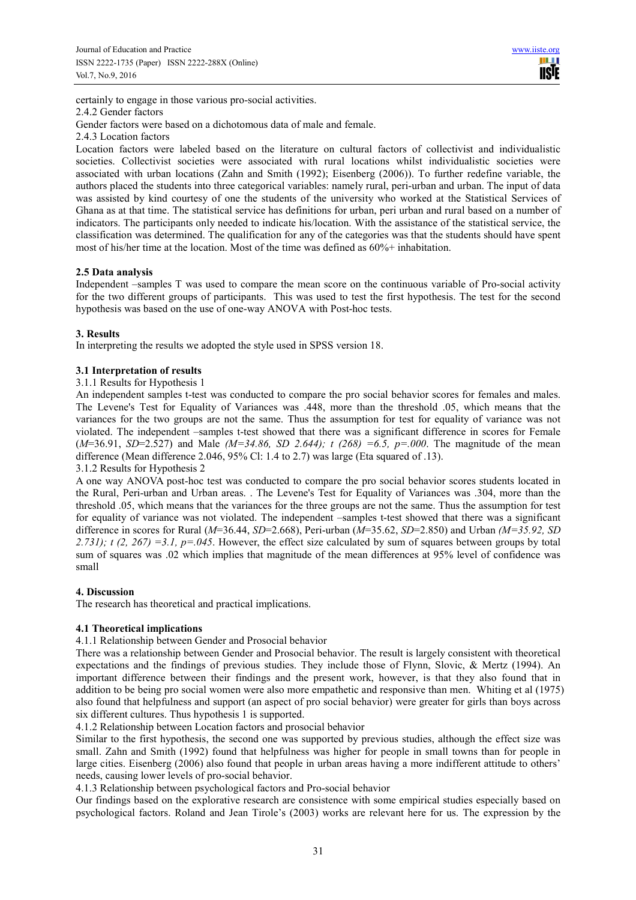certainly to engage in those various pro-social activities.

2.4.2 Gender factors

Gender factors were based on a dichotomous data of male and female.

2.4.3 Location factors

Location factors were labeled based on the literature on cultural factors of collectivist and individualistic societies. Collectivist societies were associated with rural locations whilst individualistic societies were associated with urban locations (Zahn and Smith (1992); Eisenberg (2006)). To further redefine variable, the authors placed the students into three categorical variables: namely rural, peri-urban and urban. The input of data was assisted by kind courtesy of one the students of the university who worked at the Statistical Services of Ghana as at that time. The statistical service has definitions for urban, peri urban and rural based on a number of indicators. The participants only needed to indicate his/location. With the assistance of the statistical service, the classification was determined. The qualification for any of the categories was that the students should have spent most of his/her time at the location. Most of the time was defined as 60%+ inhabitation.

### 2.5 Data analysis

Independent –samples T was used to compare the mean score on the continuous variable of Pro-social activity for the two different groups of participants. This was used to test the first hypothesis. The test for the second hypothesis was based on the use of one-way ANOVA with Post-hoc tests.

## 3. Results

In interpreting the results we adopted the style used in SPSS version 18.

### 3.1 Interpretation of results

3.1.1 Results for Hypothesis 1

An independent samples t-test was conducted to compare the pro social behavior scores for females and males. The Levene's Test for Equality of Variances was .448, more than the threshold .05, which means that the variances for the two groups are not the same. Thus the assumption for test for equality of variance was not violated. The independent –samples t-test showed that there was a significant difference in scores for Female (*M*=36.91, *SD*=2.527) and Male *(M=34.86, SD 2.644); t (268) =6.5, p=.000*. The magnitude of the mean difference (Mean difference 2.046, 95% Cl: 1.4 to 2.7) was large (Eta squared of .13).

3.1.2 Results for Hypothesis 2

A one way ANOVA post-hoc test was conducted to compare the pro social behavior scores students located in the Rural, Peri-urban and Urban areas. . The Levene's Test for Equality of Variances was .304, more than the threshold .05, which means that the variances for the three groups are not the same. Thus the assumption for test for equality of variance was not violated. The independent –samples t-test showed that there was a significant difference in scores for Rural (*M*=36.44, *SD*=2.668), Peri-urban (*M*=35.62, *SD*=2.850) and Urban *(M=35.92, SD 2.731); t (2, 267) =3.1, p=.045*. However, the effect size calculated by sum of squares between groups by total sum of squares was .02 which implies that magnitude of the mean differences at 95% level of confidence was small

## 4. Discussion

The research has theoretical and practical implications.

### 4.1 Theoretical implications

4.1.1 Relationship between Gender and Prosocial behavior

There was a relationship between Gender and Prosocial behavior. The result is largely consistent with theoretical expectations and the findings of previous studies. They include those of Flynn, Slovic, & Mertz (1994). An important difference between their findings and the present work, however, is that they also found that in addition to be being pro social women were also more empathetic and responsive than men. Whiting et al (1975) also found that helpfulness and support (an aspect of pro social behavior) were greater for girls than boys across six different cultures. Thus hypothesis 1 is supported.

4.1.2 Relationship between Location factors and prosocial behavior

Similar to the first hypothesis, the second one was supported by previous studies, although the effect size was small. Zahn and Smith (1992) found that helpfulness was higher for people in small towns than for people in large cities. Eisenberg (2006) also found that people in urban areas having a more indifferent attitude to others' needs, causing lower levels of pro-social behavior.

4.1.3 Relationship between psychological factors and Pro-social behavior

Our findings based on the explorative research are consistence with some empirical studies especially based on psychological factors. Roland and Jean Tirole's (2003) works are relevant here for us. The expression by the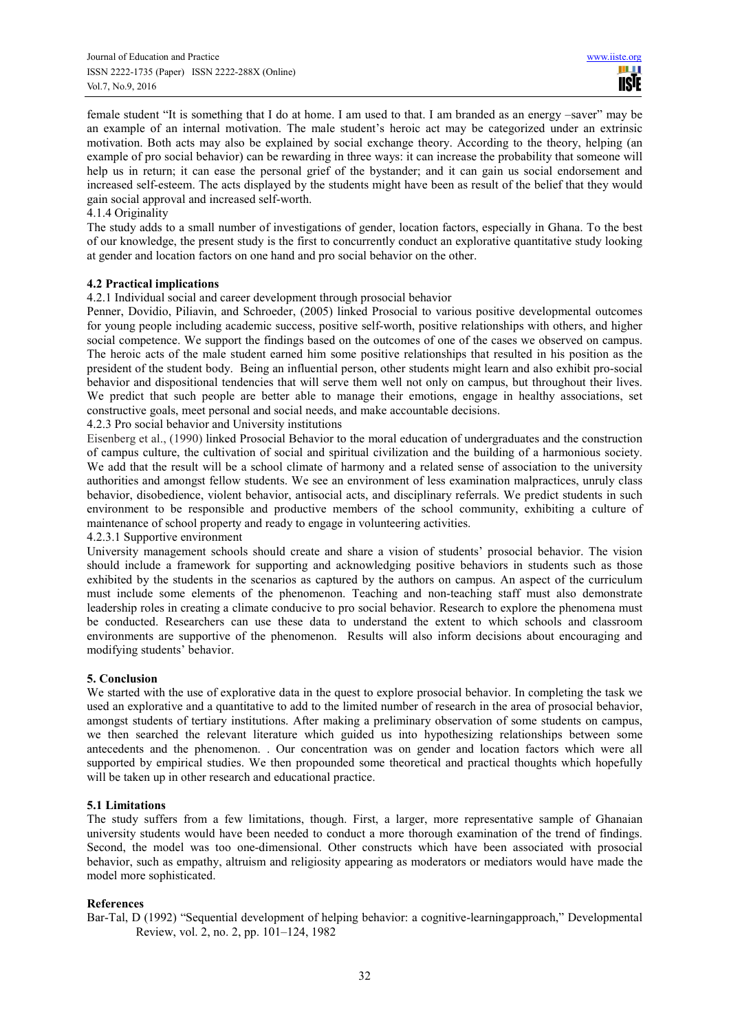female student "It is something that I do at home. I am used to that. I am branded as an energy –saver" may be an example of an internal motivation. The male student's heroic act may be categorized under an extrinsic motivation. Both acts may also be explained by social exchange theory. According to the theory, helping (an example of pro social behavior) can be rewarding in three ways: it can increase the probability that someone will help us in return; it can ease the personal grief of the bystander; and it can gain us social endorsement and increased self-esteem. The acts displayed by the students might have been as result of the belief that they would gain social approval and increased self-worth.

4.1.4 Originality

The study adds to a small number of investigations of gender, location factors, especially in Ghana. To the best of our knowledge, the present study is the first to concurrently conduct an explorative quantitative study looking at gender and location factors on one hand and pro social behavior on the other.

### 4.2 Practical implications

4.2.1 Individual social and career development through prosocial behavior

Penner, Dovidio, Piliavin, and Schroeder, (2005) linked Prosocial to various positive developmental outcomes for young people including academic success, positive self-worth, positive relationships with others, and higher social competence. We support the findings based on the outcomes of one of the cases we observed on campus. The heroic acts of the male student earned him some positive relationships that resulted in his position as the president of the student body. Being an influential person, other students might learn and also exhibit pro-social behavior and dispositional tendencies that will serve them well not only on campus, but throughout their lives. We predict that such people are better able to manage their emotions, engage in healthy associations, set constructive goals, meet personal and social needs, and make accountable decisions.

4.2.3 Pro social behavior and University institutions

Eisenberg et al., (1990) linked Prosocial Behavior to the moral education of undergraduates and the construction of campus culture, the cultivation of social and spiritual civilization and the building of a harmonious society. We add that the result will be a school climate of harmony and a related sense of association to the university authorities and amongst fellow students. We see an environment of less examination malpractices, unruly class behavior, disobedience, violent behavior, antisocial acts, and disciplinary referrals. We predict students in such environment to be responsible and productive members of the school community, exhibiting a culture of maintenance of school property and ready to engage in volunteering activities.

4.2.3.1 Supportive environment

University management schools should create and share a vision of students' prosocial behavior. The vision should include a framework for supporting and acknowledging positive behaviors in students such as those exhibited by the students in the scenarios as captured by the authors on campus. An aspect of the curriculum must include some elements of the phenomenon. Teaching and non-teaching staff must also demonstrate leadership roles in creating a climate conducive to pro social behavior. Research to explore the phenomena must be conducted. Researchers can use these data to understand the extent to which schools and classroom environments are supportive of the phenomenon. Results will also inform decisions about encouraging and modifying students' behavior.

## 5. Conclusion

We started with the use of explorative data in the quest to explore prosocial behavior. In completing the task we used an explorative and a quantitative to add to the limited number of research in the area of prosocial behavior, amongst students of tertiary institutions. After making a preliminary observation of some students on campus, we then searched the relevant literature which guided us into hypothesizing relationships between some antecedents and the phenomenon. . Our concentration was on gender and location factors which were all supported by empirical studies. We then propounded some theoretical and practical thoughts which hopefully will be taken up in other research and educational practice.

### 5.1 Limitations

The study suffers from a few limitations, though. First, a larger, more representative sample of Ghanaian university students would have been needed to conduct a more thorough examination of the trend of findings. Second, the model was too one-dimensional. Other constructs which have been associated with prosocial behavior, such as empathy, altruism and religiosity appearing as moderators or mediators would have made the model more sophisticated.

## References

Bar-Tal, D (1992) "Sequential development of helping behavior: a cognitive-learningapproach," Developmental Review, vol. 2, no. 2, pp. 101–124, 1982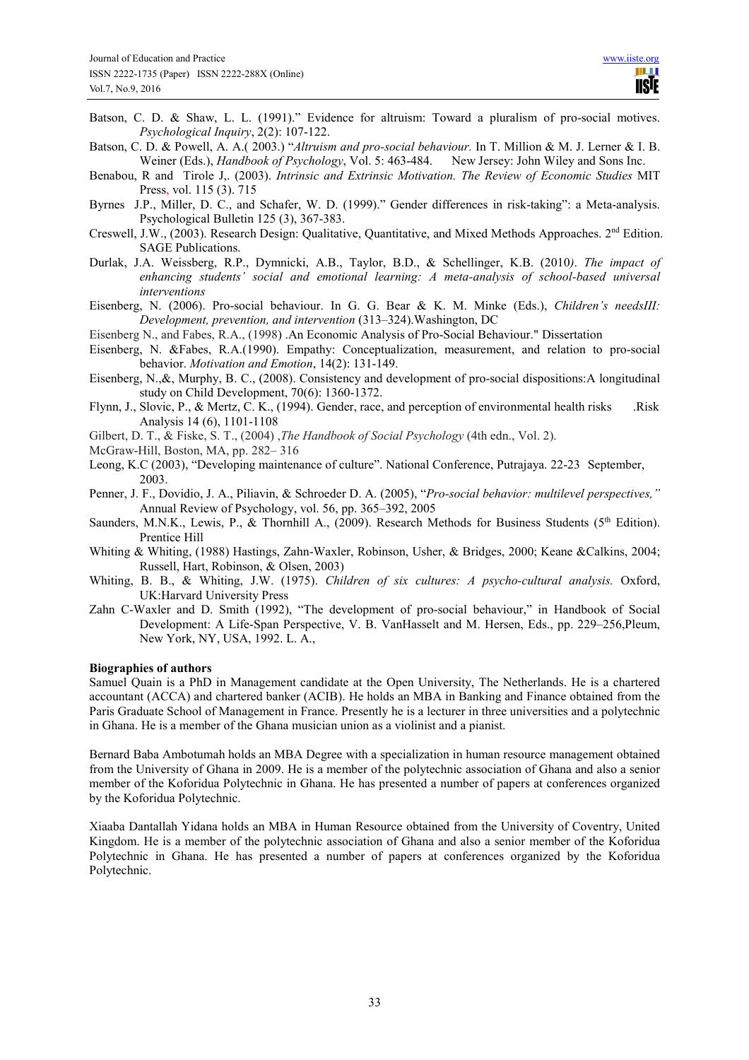Batson, C. D. & Shaw, L. L. (1991)." Evidence for altruism: Toward a pluralism of pro-social motives. *Psychological Inquiry*, 2(2): 107-122.

Batson, C. D. & Powell, A. A.( 2003.) "*Altruism and pro-social behaviour.* In T. Million & M. J. Lerner & I. B. Weiner (Eds.), *Handbook of Psychology*, Vol. 5: 463-484. New Jersey: John Wiley and Sons Inc.

Benabou, R and Tirole J,. (2003). *Intrinsic and Extrinsic Motivation. The Review of Economic Studies* MIT Press, vol. 115 (3). 715

Byrnes J.P., Miller, D. C., and Schafer, W. D. (1999)." Gender differences in risk-taking": a Meta-analysis. Psychological Bulletin 125 (3), 367-383.

Creswell, J.W., (2003). Research Design: Qualitative, Quantitative, and Mixed Methods Approaches. 2nd Edition. SAGE Publications.

Durlak, J.A. Weissberg, R.P., Dymnicki, A.B., Taylor, B.D., & Schellinger, K.B. (2010*). The impact of enhancing students' social and emotional learning: A meta-analysis of school-based universal interventions*

Eisenberg, N. (2006). Pro-social behaviour. In G. G. Bear & K. M. Minke (Eds.), *Children's needsIII: Development, prevention, and intervention* (313–324).Washington, DC

Eisenberg N., and Fabes, R.A., (1998) .An Economic Analysis of Pro-Social Behaviour." Dissertation

Eisenberg, N. &Fabes, R.A.(1990). Empathy: Conceptualization, measurement, and relation to pro-social behavior. *Motivation and Emotion*, 14(2): 131-149.

Eisenberg, N.,&, Murphy, B. C., (2008). Consistency and development of pro-social dispositions:A longitudinal study on Child Development, 70(6): 1360-1372.

Flynn, J., Slovic, P., & Mertz, C. K., (1994). Gender, race, and perception of environmental health risks .Risk Analysis 14 (6), 1101-1108

Gilbert, D. T., & Fiske, S. T., (2004) ,*The Handbook of Social Psychology* (4th edn., Vol. 2).

McGraw-Hill, Boston, MA, pp. 282– 316

Leong, K.C (2003), "Developing maintenance of culture". National Conference, Putrajaya. 22-23 September, 2003.

Penner, J. F., Dovidio, J. A., Piliavin, & Schroeder D. A. (2005), "*Pro-social behavior: multilevel perspectives,"* Annual Review of Psychology, vol. 56, pp. 365–392, 2005

Saunders, M.N.K., Lewis, P., & Thornhill A., (2009). Research Methods for Business Students (5th Edition). Prentice Hill

Whiting & Whiting, (1988) Hastings, Zahn-Waxler, Robinson, Usher, & Bridges, 2000; Keane &Calkins, 2004; Russell, Hart, Robinson, & Olsen, 2003)

Whiting, B. B., & Whiting, J.W. (1975). *Children of six cultures: A psycho-cultural analysis.* Oxford, UK:Harvard University Press

Zahn C-Waxler and D. Smith (1992), "The development of pro-social behaviour," in Handbook of Social Development: A Life-Span Perspective, V. B. VanHasselt and M. Hersen, Eds., pp. 229–256,Pleum, New York, NY, USA, 1992. L. A.,

**Biographies of authors**

Samuel Quain is a PhD in Management candidate at the Open University, The Netherlands. He is a chartered accountant (ACCA) and chartered banker (ACIB). He holds an MBA in Banking and Finance obtained from the Paris Graduate School of Management in France. Presently he is a lecturer in three universities and a polytechnic in Ghana. He is a member of the Ghana musician union as a violinist and a pianist.

Bernard Baba Ambotumah holds an MBA Degree with a specialization in human resource management obtained from the University of Ghana in 2009. He is a member of the polytechnic association of Ghana and also a senior member of the Koforidua Polytechnic in Ghana. He has presented a number of papers at conferences organized by the Koforidua Polytechnic.

Xiaaba Dantallah Yidana holds an MBA in Human Resource obtained from the University of Coventry, United Kingdom. He is a member of the polytechnic association of Ghana and also a senior member of the Koforidua Polytechnic in Ghana. He has presented a number of papers at conferences organized by the Koforidua Polytechnic.